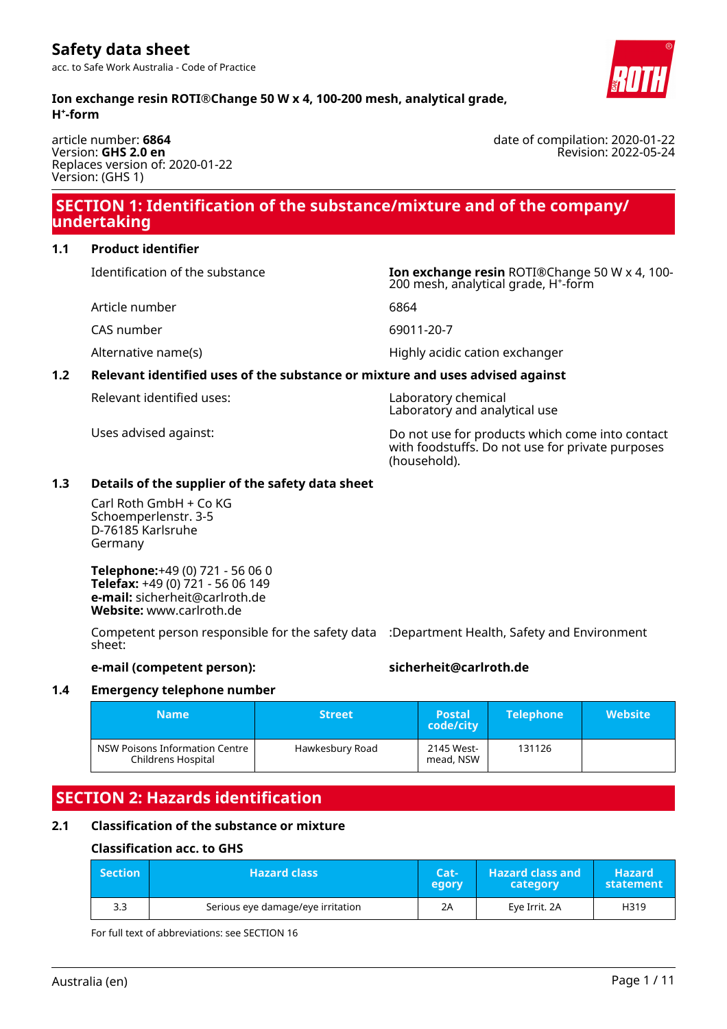# Safety data sheet

acc. to Safe Work Australia - Code of Practice

**Ion exchange resin ROTI®Change 50 W x 4, 100-200 mesh, analytical grade, $H^+$-form**

article number: **6864**
Version: **GHS 2.0 en**
Replaces version of: 2020-01-22
Version: (GHS 1)

date of compilation: 2020-01-22
Revision: 2022-05-24

## SECTION 1: Identification of the substance/mixture and of the company/ undertaking

### 1.1 Product identifier

| | |
|---|---|
| Identification of the substance | **Ion exchange resin** ROTI®Change 50 W x 4, 100-200 mesh, analytical grade, $H^+$-form |
| Article number | 6864 |
| CAS number | 69011-20-7 |
| Alternative name(s) | Highly acidic cation exchanger |

### 1.2 Relevant identified uses of the substance or mixture and uses advised against

| | |
|---|---|
| Relevant identified uses: | Laboratory chemical<br>Laboratory and analytical use |
| Uses advised against: | Do not use for products which come into contact with foodstuffs. Do not use for private purposes (household). |

### 1.3 Details of the supplier of the safety data sheet

Carl Roth GmbH + Co KG
Schoemperlenstr. 3-5
D-76185 Karlsruhe
Germany

**Telephone:**+49 (0) 721 - 56 06 0
**Telefax:** +49 (0) 721 - 56 06 149
**e-mail:** sicherheit@carlroth.de
**Website:** www.carlroth.de

Competent person responsible for the safety data sheet: :Department Health, Safety and Environment

**e-mail (competent person):** **sicherheit@carlroth.de**

### 1.4 Emergency telephone number

| Name | Street | Postal code/city | Telephone | Website |
|---|---|---|---|---|
| NSW Poisons Information Centre Childrens Hospital | Hawkesbury Road | 2145 Westmead, NSW | 131126 | |

## SECTION 2: Hazards identification

### 2.1 Classification of the substance or mixture

#### Classification acc. to GHS

| Section | Hazard class | Category | Hazard class and category | Hazard statement |
|---|---|---|---|---|
| 3.3 | Serious eye damage/eye irritation | 2A | Eye Irrit. 2A | H319 |

For full text of abbreviations: see SECTION 16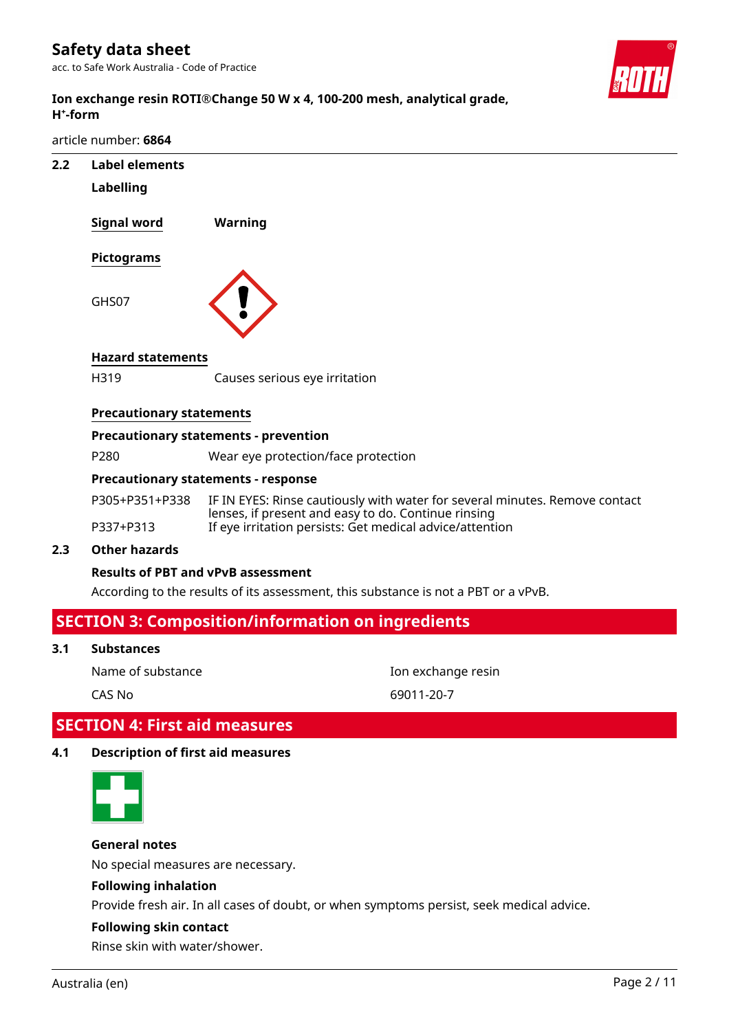### 2.2 Label elements

**Labelling**

**Signal word** **Warning**

**Pictograms**

GHS07

**Hazard statements**

| | |
|---|---|
| H319 | Causes serious eye irritation |

**Precautionary statements**

**Precautionary statements - prevention**

| | |
|---|---|
| P280 | Wear eye protection/face protection |

**Precautionary statements - response**

| | |
|---|---|
| P305+P351+P338 | IF IN EYES: Rinse cautiously with water for several minutes. Remove contact lenses, if present and easy to do. Continue rinsing |
| P337+P313 | If eye irritation persists: Get medical advice/attention |

### 2.3 Other hazards

**Results of PBT and vPvB assessment**

According to the results of its assessment, this substance is not a PBT or a vPvB.

## SECTION 3: Composition/information on ingredients

### 3.1 Substances

| | |
|---|---|
| Name of substance | Ion exchange resin |
| CAS No | 69011-20-7 |

## SECTION 4: First aid measures

### 4.1 Description of first aid measures

**General notes**

No special measures are necessary.

**Following inhalation**

Provide fresh air. In all cases of doubt, or when symptoms persist, seek medical advice.

**Following skin contact**

Rinse skin with water/shower.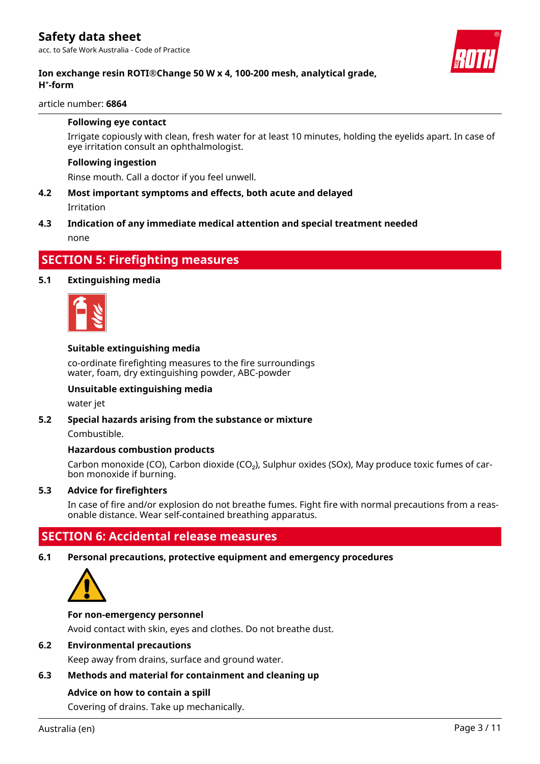#### Following eye contact

Irrigate copiously with clean, fresh water for at least 10 minutes, holding the eyelids apart. In case of eye irritation consult an ophthalmologist.

#### Following ingestion

Rinse mouth. Call a doctor if you feel unwell.

### 4.2 Most important symptoms and effects, both acute and delayed

Irritation

### 4.3 Indication of any immediate medical attention and special treatment needed

none

## SECTION 5: Firefighting measures

### 5.1 Extinguishing media

#### Suitable extinguishing media

co-ordinate firefighting measures to the fire surroundings
water, foam, dry extinguishing powder, ABC-powder

#### Unsuitable extinguishing media

water jet

### 5.2 Special hazards arising from the substance or mixture

Combustible.

#### Hazardous combustion products

Carbon monoxide (CO), Carbon dioxide ($CO_2$), Sulphur oxides (SOx), May produce toxic fumes of carbon monoxide if burning.

### 5.3 Advice for firefighters

In case of fire and/or explosion do not breathe fumes. Fight fire with normal precautions from a reasonable distance. Wear self-contained breathing apparatus.

## SECTION 6: Accidental release measures

### 6.1 Personal precautions, protective equipment and emergency procedures

#### For non-emergency personnel

Avoid contact with skin, eyes and clothes. Do not breathe dust.

### 6.2 Environmental precautions

Keep away from drains, surface and ground water.

### 6.3 Methods and material for containment and cleaning up

#### Advice on how to contain a spill

Covering of drains. Take up mechanically.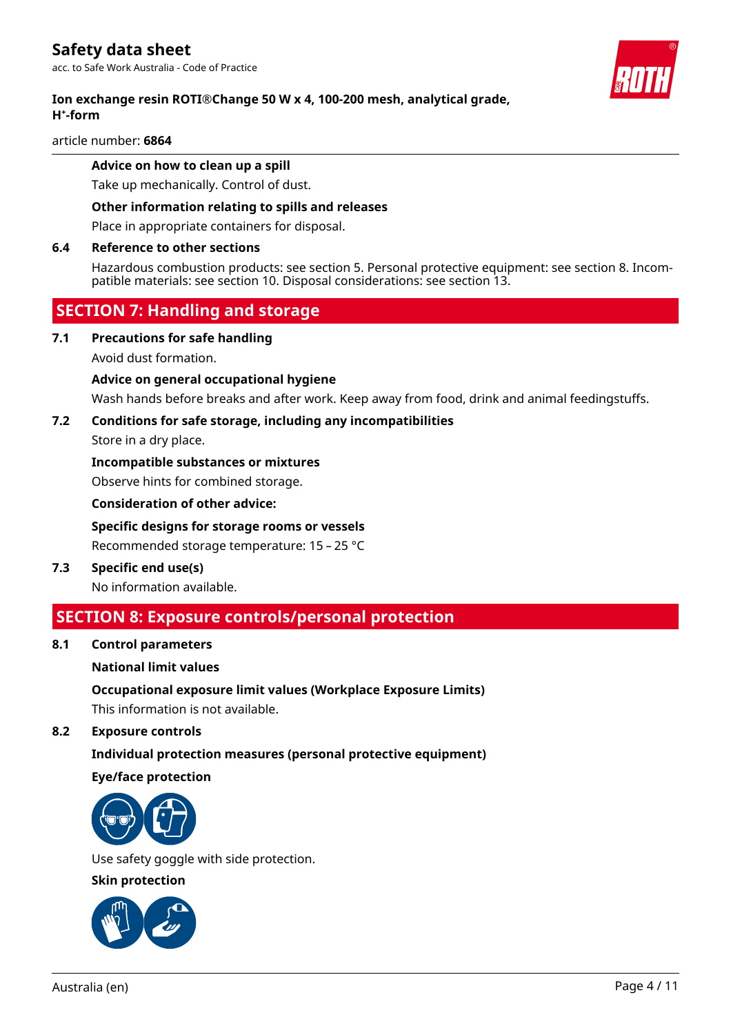**Advice on how to clean up a spill**

Take up mechanically. Control of dust.

**Other information relating to spills and releases**

Place in appropriate containers for disposal.

**6.4 Reference to other sections**

Hazardous combustion products: see section 5. Personal protective equipment: see section 8. Incompatible materials: see section 10. Disposal considerations: see section 13.

## SECTION 7: Handling and storage

**7.1 Precautions for safe handling**

Avoid dust formation.

**Advice on general occupational hygiene**

Wash hands before breaks and after work. Keep away from food, drink and animal feedingstuffs.

**7.2 Conditions for safe storage, including any incompatibilities**

Store in a dry place.

**Incompatible substances or mixtures**

Observe hints for combined storage.

**Consideration of other advice:**

**Specific designs for storage rooms or vessels**

Recommended storage temperature: 15 – 25 °C

**7.3 Specific end use(s)**

No information available.

## SECTION 8: Exposure controls/personal protection

**8.1 Control parameters**

**National limit values**

**Occupational exposure limit values (Workplace Exposure Limits)**

This information is not available.

**8.2 Exposure controls**

**Individual protection measures (personal protective equipment)**

**Eye/face protection**

Use safety goggle with side protection.

**Skin protection**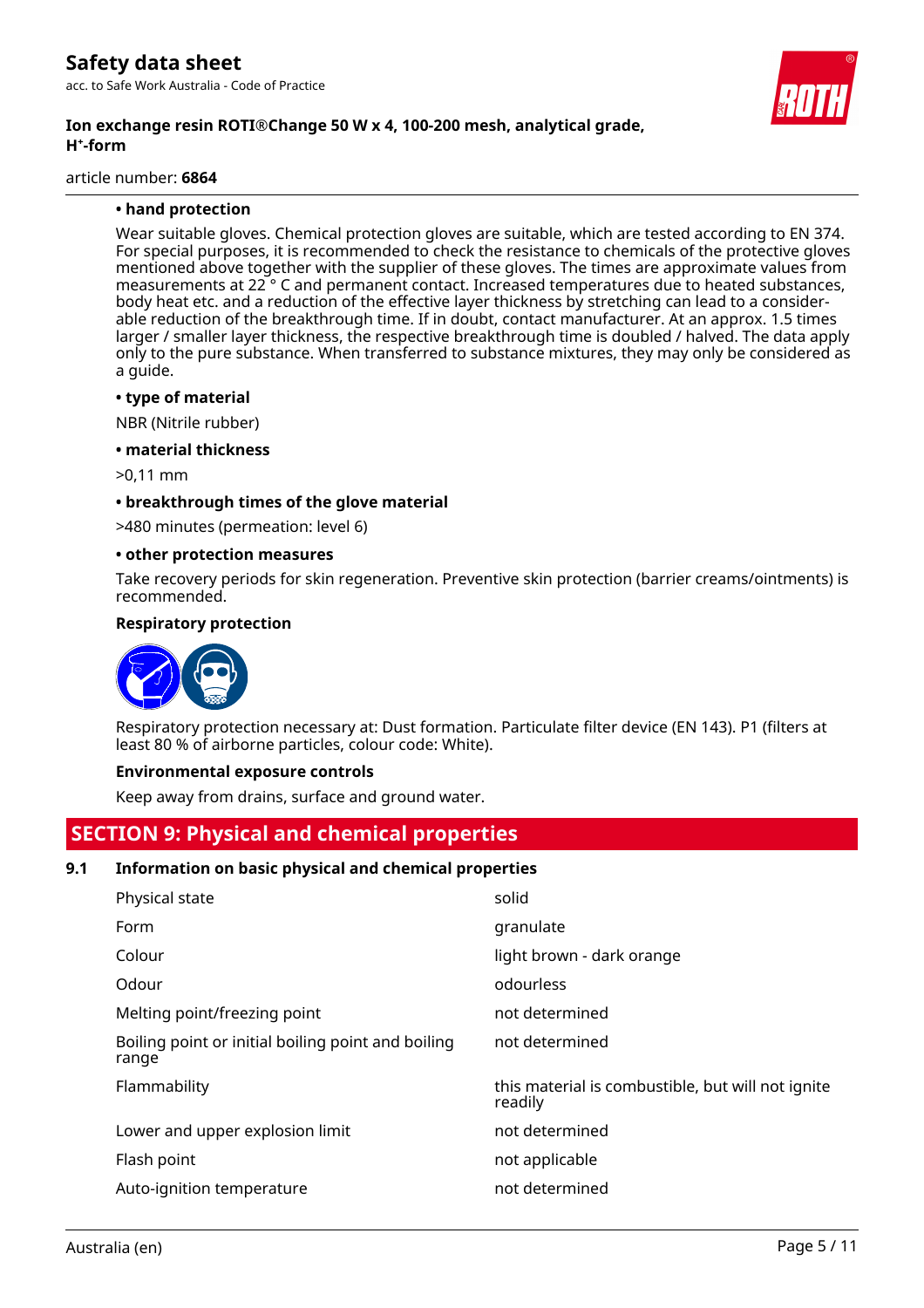• **hand protection**

Wear suitable gloves. Chemical protection gloves are suitable, which are tested according to EN 374. For special purposes, it is recommended to check the resistance to chemicals of the protective gloves mentioned above together with the supplier of these gloves. The times are approximate values from measurements at 22 ° C and permanent contact. Increased temperatures due to heated substances, body heat etc. and a reduction of the effective layer thickness by stretching can lead to a considerable reduction of the breakthrough time. If in doubt, contact manufacturer. At an approx. 1.5 times larger / smaller layer thickness, the respective breakthrough time is doubled / halved. The data apply only to the pure substance. When transferred to substance mixtures, they may only be considered as a guide.

• **type of material**

NBR (Nitrile rubber)

• **material thickness**

>0,11 mm

• **breakthrough times of the glove material**

>480 minutes (permeation: level 6)

• **other protection measures**

Take recovery periods for skin regeneration. Preventive skin protection (barrier creams/ointments) is recommended.

**Respiratory protection**

Respiratory protection necessary at: Dust formation. Particulate filter device (EN 143). P1 (filters at least 80 % of airborne particles, colour code: White).

**Environmental exposure controls**

Keep away from drains, surface and ground water.

## SECTION 9: Physical and chemical properties

### 9.1 Information on basic physical and chemical properties

| | |
|---|---|
| Physical state | solid |
| Form | granulate |
| Colour | light brown - dark orange |
| Odour | odourless |
| Melting point/freezing point | not determined |
| Boiling point or initial boiling point and boiling range | not determined |
| Flammability | this material is combustible, but will not ignite readily |
| Lower and upper explosion limit | not determined |
| Flash point | not applicable |
| Auto-ignition temperature | not determined |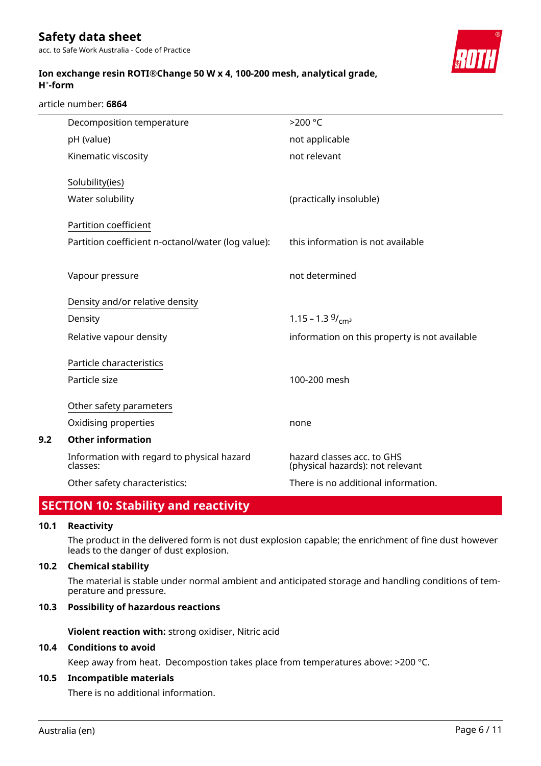| | |
|---|---|
| Decomposition temperature | >200 °C |
| pH (value) | not applicable |
| Kinematic viscosity | not relevant |
| Solubility(ies) | |
| Water solubility | (practically insoluble) |
| Partition coefficient | |
| Partition coefficient n-octanol/water (log value): | this information is not available |
| Vapour pressure | not determined |
| Density and/or relative density | |
| Density | 1.15 – 1.3 $^{g}/_{cm^3}$ |
| Relative vapour density | information on this property is not available |
| Particle characteristics | |
| Particle size | 100-200 mesh |
| Other safety parameters | |
| Oxidising properties | none |

**9.2 Other information**

| | |
|---|---|
| Information with regard to physical hazard classes: | hazard classes acc. to GHS (physical hazards): not relevant |
| Other safety characteristics: | There is no additional information. |

## SECTION 10: Stability and reactivity

**10.1 Reactivity**

The product in the delivered form is not dust explosion capable; the enrichment of fine dust however leads to the danger of dust explosion.

**10.2 Chemical stability**

The material is stable under normal ambient and anticipated storage and handling conditions of temperature and pressure.

**10.3 Possibility of hazardous reactions**

**Violent reaction with:** strong oxidiser, Nitric acid

**10.4 Conditions to avoid**

Keep away from heat. Decompostion takes place from temperatures above: >200 °C.

**10.5 Incompatible materials**

There is no additional information.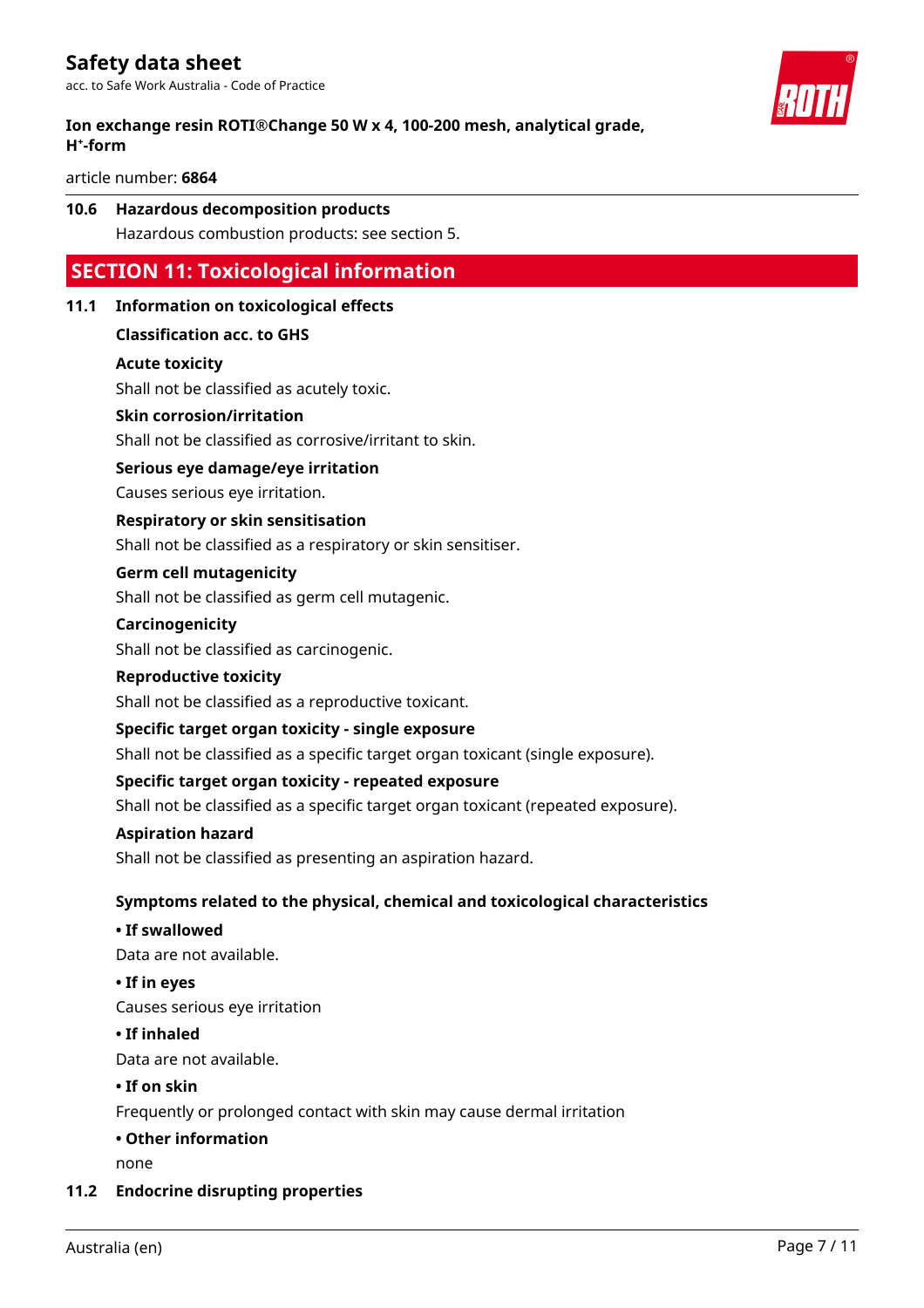### 10.6 Hazardous decomposition products

Hazardous combustion products: see section 5.

## SECTION 11: Toxicological information

### 11.1 Information on toxicological effects

**Classification acc. to GHS**

**Acute toxicity**

Shall not be classified as acutely toxic.

**Skin corrosion/irritation**

Shall not be classified as corrosive/irritant to skin.

**Serious eye damage/eye irritation**

Causes serious eye irritation.

**Respiratory or skin sensitisation**

Shall not be classified as a respiratory or skin sensitiser.

**Germ cell mutagenicity**

Shall not be classified as germ cell mutagenic.

**Carcinogenicity**

Shall not be classified as carcinogenic.

**Reproductive toxicity**

Shall not be classified as a reproductive toxicant.

**Specific target organ toxicity - single exposure**

Shall not be classified as a specific target organ toxicant (single exposure).

**Specific target organ toxicity - repeated exposure**

Shall not be classified as a specific target organ toxicant (repeated exposure).

**Aspiration hazard**

Shall not be classified as presenting an aspiration hazard.

**Symptoms related to the physical, chemical and toxicological characteristics**

**• If swallowed**

Data are not available.

**• If in eyes**

Causes serious eye irritation

**• If inhaled**

Data are not available.

**• If on skin**

Frequently or prolonged contact with skin may cause dermal irritation

**• Other information**

none

### 11.2 Endocrine disrupting properties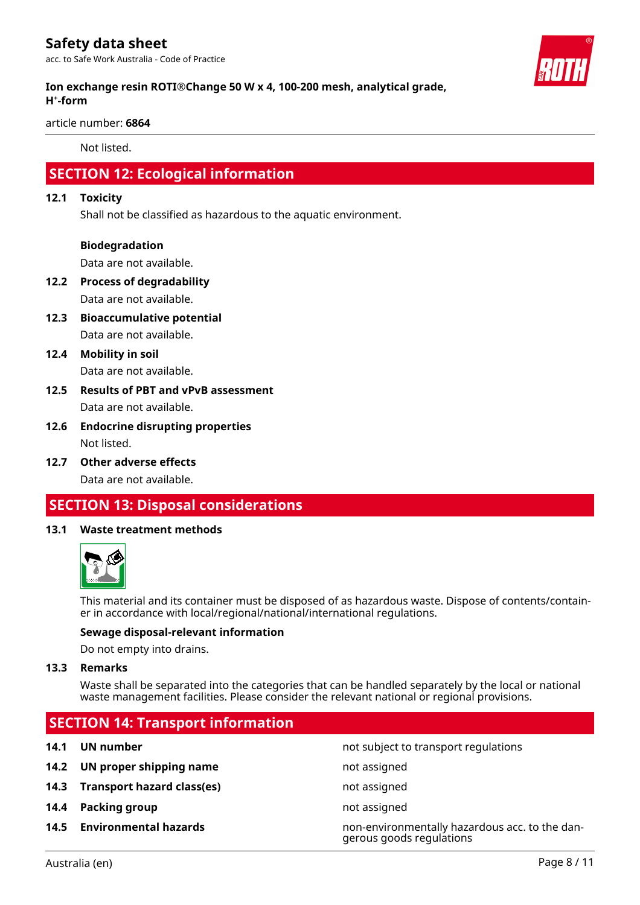Not listed.

## SECTION 12: Ecological information

### 12.1 Toxicity

Shall not be classified as hazardous to the aquatic environment.

**Biodegradation**

Data are not available.

### 12.2 Process of degradability

Data are not available.

### 12.3 Bioaccumulative potential

Data are not available.

### 12.4 Mobility in soil

Data are not available.

### 12.5 Results of PBT and vPvB assessment

Data are not available.

### 12.6 Endocrine disrupting properties

Not listed.

### 12.7 Other adverse effects

Data are not available.

## SECTION 13: Disposal considerations

### 13.1 Waste treatment methods

This material and its container must be disposed of as hazardous waste. Dispose of contents/container in accordance with local/regional/national/international regulations.

**Sewage disposal-relevant information**

Do not empty into drains.

### 13.3 Remarks

Waste shall be separated into the categories that can be handled separately by the local or national waste management facilities. Please consider the relevant national or regional provisions.

## SECTION 14: Transport information

| | | |
|---|---|---|
| **14.1** | **UN number** | not subject to transport regulations |
| **14.2** | **UN proper shipping name** | not assigned |
| **14.3** | **Transport hazard class(es)** | not assigned |
| **14.4** | **Packing group** | not assigned |
| **14.5** | **Environmental hazards** | non-environmentally hazardous acc. to the dangerous goods regulations |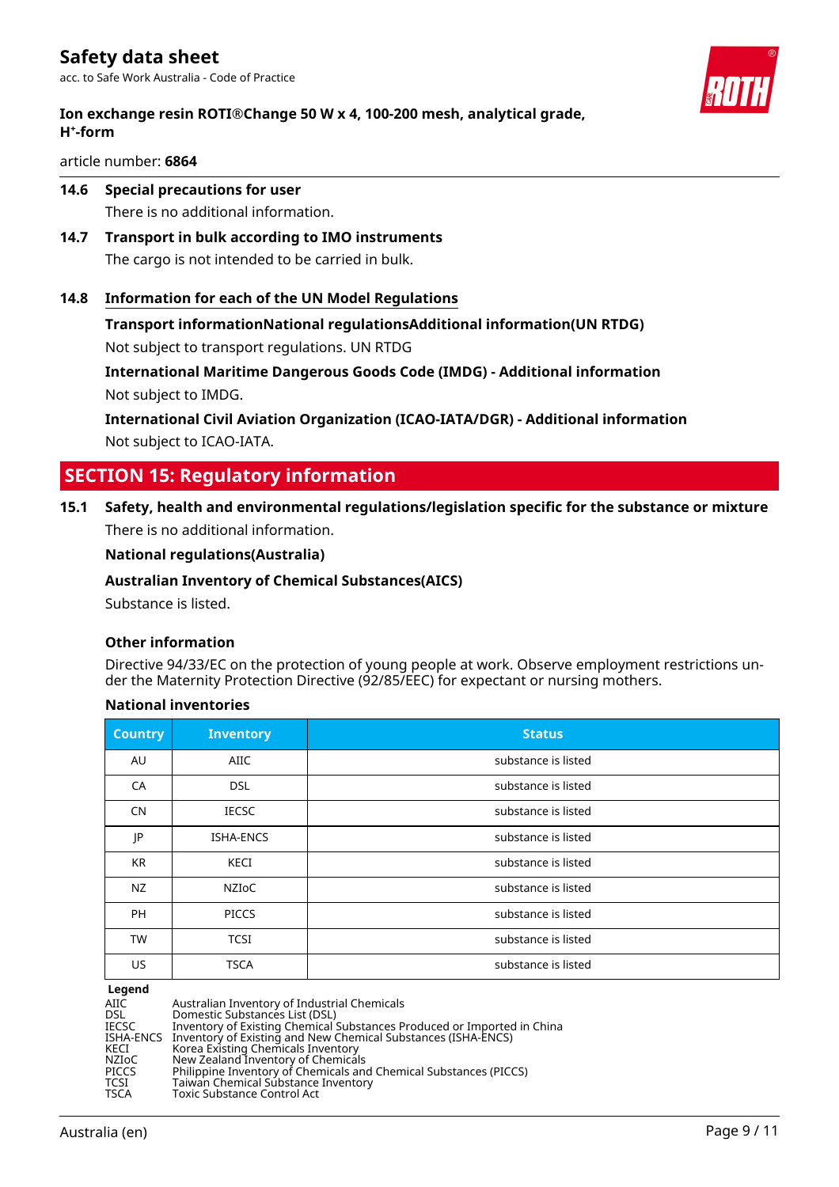### 14.6 Special precautions for user

There is no additional information.

### 14.7 Transport in bulk according to IMO instruments

The cargo is not intended to be carried in bulk.

### 14.8 Information for each of the UN Model Regulations

**Transport informationNational regulationsAdditional information(UN RTDG)**

Not subject to transport regulations. UN RTDG

**International Maritime Dangerous Goods Code (IMDG) - Additional information**

Not subject to IMDG.

**International Civil Aviation Organization (ICAO-IATA/DGR) - Additional information**

Not subject to ICAO-IATA.

## SECTION 15: Regulatory information

### 15.1 Safety, health and environmental regulations/legislation specific for the substance or mixture

There is no additional information.

**National regulations(Australia)**

**Australian Inventory of Chemical Substances(AICS)**

Substance is listed.

**Other information**

Directive 94/33/EC on the protection of young people at work. Observe employment restrictions under the Maternity Protection Directive (92/85/EEC) for expectant or nursing mothers.

**National inventories**

| Country | Inventory | Status |
|---|---|---|
| AU | AIIC | substance is listed |
| CA | DSL | substance is listed |
| CN | IECSC | substance is listed |
| JP | ISHA-ENCS | substance is listed |
| KR | KECI | substance is listed |
| NZ | NZIoC | substance is listed |
| PH | PICCS | substance is listed |
| TW | TCSI | substance is listed |
| US | TSCA | substance is listed |

**Legend**

| | |
|---|---|
| AIIC | Australian Inventory of Industrial Chemicals |
| DSL | Domestic Substances List (DSL) |
| IECSC | Inventory of Existing Chemical Substances Produced or Imported in China |
| ISHA-ENCS | Inventory of Existing and New Chemical Substances (ISHA-ENCS) |
| KECI | Korea Existing Chemicals Inventory |
| NZIoC | New Zealand Inventory of Chemicals |
| PICCS | Philippine Inventory of Chemicals and Chemical Substances (PICCS) |
| TCSI | Taiwan Chemical Substance Inventory |
| TSCA | Toxic Substance Control Act |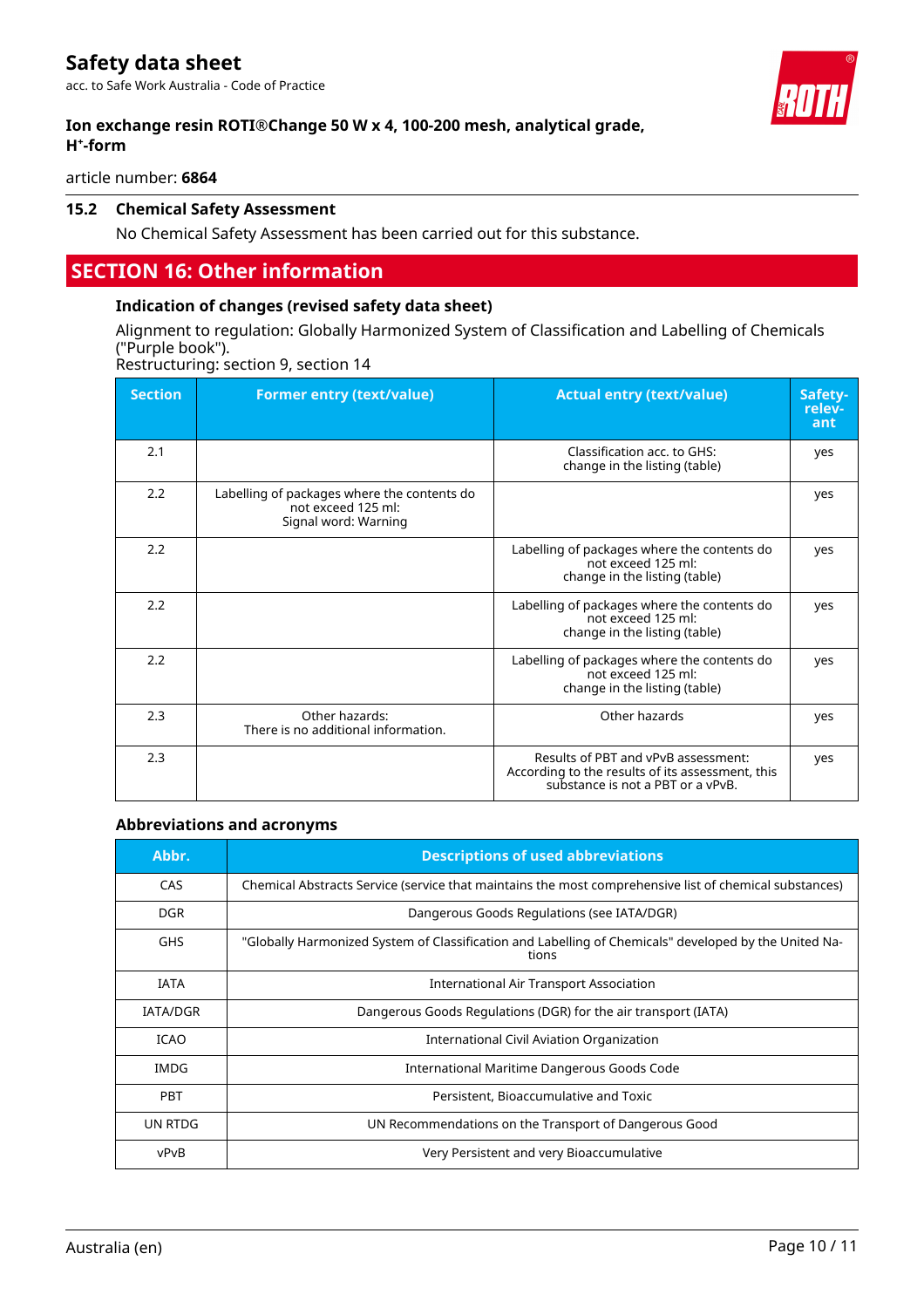### 15.2 Chemical Safety Assessment

No Chemical Safety Assessment has been carried out for this substance.

## SECTION 16: Other information

### Indication of changes (revised safety data sheet)

Alignment to regulation: Globally Harmonized System of Classification and Labelling of Chemicals ("Purple book").
Restructuring: section 9, section 14

| Section | Former entry (text/value) | Actual entry (text/value) | Safety-relevant |
|---|---|---|---|
| 2.1 | | Classification acc. to GHS: change in the listing (table) | yes |
| 2.2 | Labelling of packages where the contents do not exceed 125 ml: Signal word: Warning | | yes |
| 2.2 | | Labelling of packages where the contents do not exceed 125 ml: change in the listing (table) | yes |
| 2.2 | | Labelling of packages where the contents do not exceed 125 ml: change in the listing (table) | yes |
| 2.2 | | Labelling of packages where the contents do not exceed 125 ml: change in the listing (table) | yes |
| 2.3 | Other hazards: There is no additional information. | Other hazards | yes |
| 2.3 | | Results of PBT and vPvB assessment: According to the results of its assessment, this substance is not a PBT or a vPvB. | yes |

### Abbreviations and acronyms

| Abbr. | Descriptions of used abbreviations |
|---|---|
| CAS | Chemical Abstracts Service (service that maintains the most comprehensive list of chemical substances) |
| DGR | Dangerous Goods Regulations (see IATA/DGR) |
| GHS | "Globally Harmonized System of Classification and Labelling of Chemicals" developed by the United Nations |
| IATA | International Air Transport Association |
| IATA/DGR | Dangerous Goods Regulations (DGR) for the air transport (IATA) |
| ICAO | International Civil Aviation Organization |
| IMDG | International Maritime Dangerous Goods Code |
| PBT | Persistent, Bioaccumulative and Toxic |
| UN RTDG | UN Recommendations on the Transport of Dangerous Good |
| vPvB | Very Persistent and very Bioaccumulative |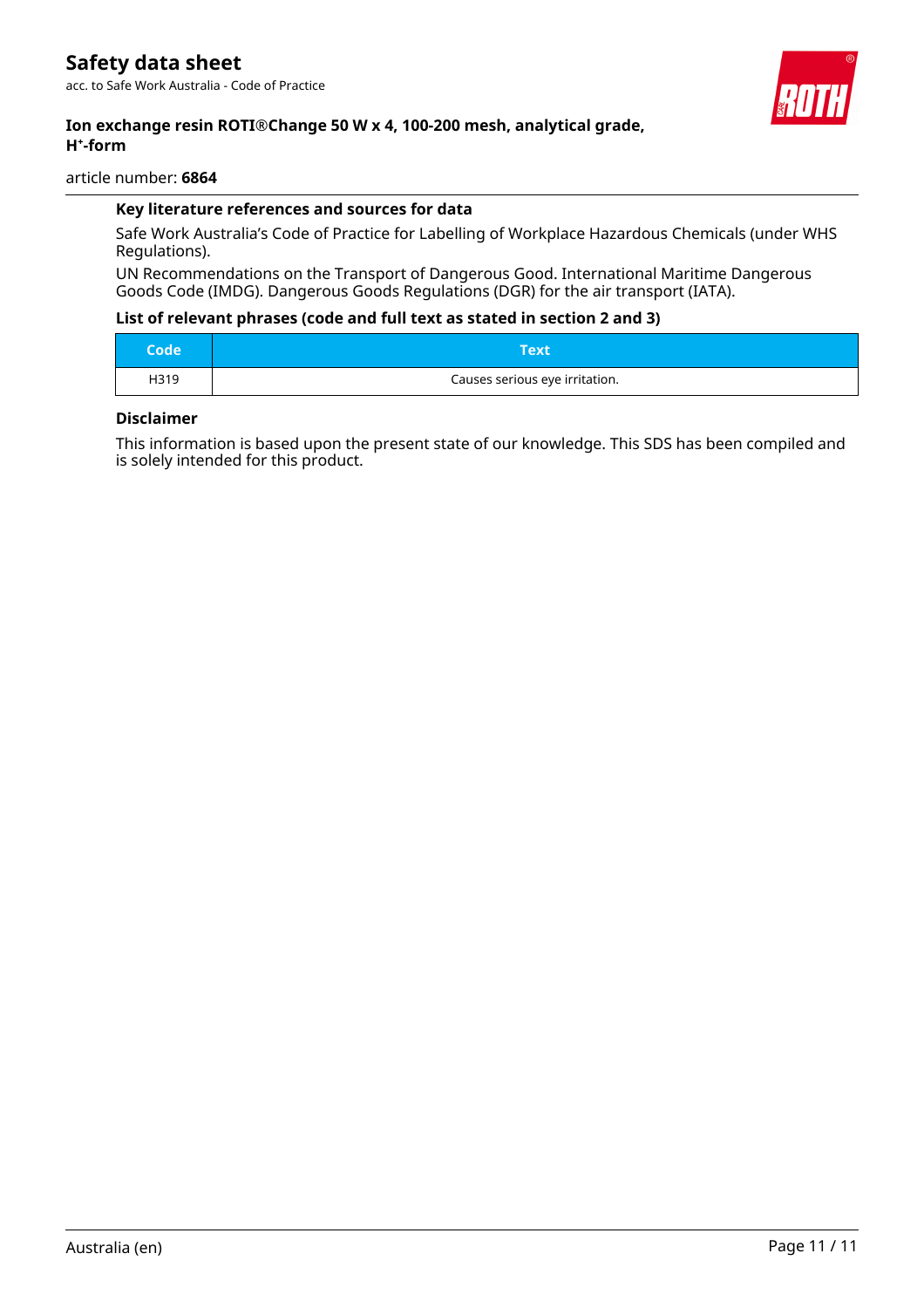### Key literature references and sources for data

Safe Work Australia's Code of Practice for Labelling of Workplace Hazardous Chemicals (under WHS Regulations).

UN Recommendations on the Transport of Dangerous Good. International Maritime Dangerous Goods Code (IMDG). Dangerous Goods Regulations (DGR) for the air transport (IATA).

### List of relevant phrases (code and full text as stated in section 2 and 3)

| Code | Text |
|---|---|
| H319 | Causes serious eye irritation. |

### Disclaimer

This information is based upon the present state of our knowledge. This SDS has been compiled and is solely intended for this product.